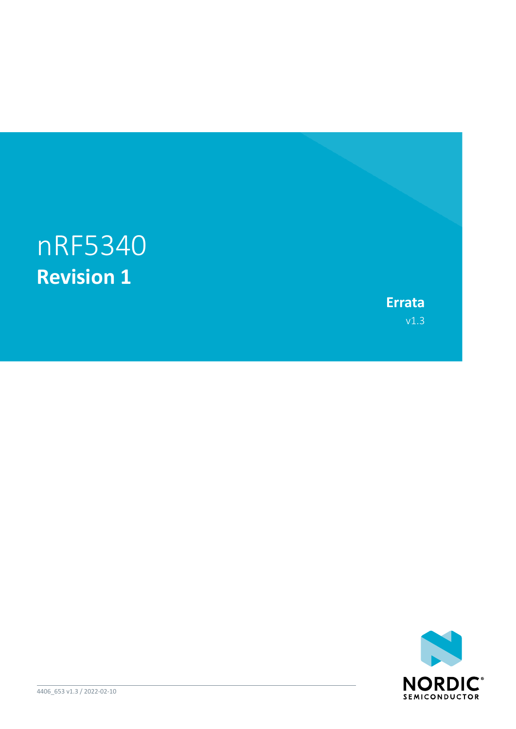# nRF5340

## Revision 1

**Errata**

v1.3

4406_653 v1.3 / 2022-02-10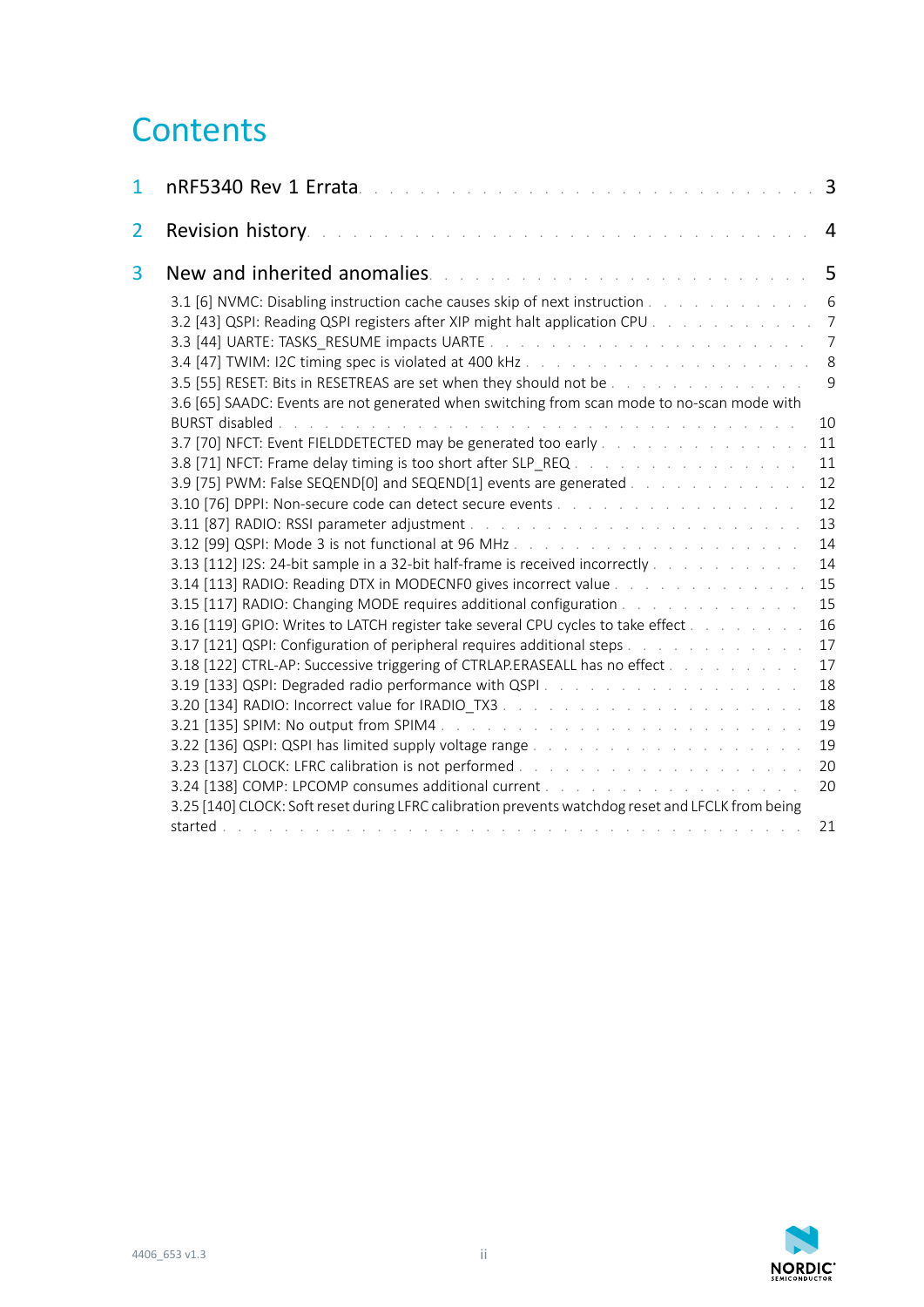# Contents

1 nRF5340 Rev 1 Errata . . . . . . . . . . . . . . . . . . . . . . . . . . . 3

2 Revision history . . . . . . . . . . . . . . . . . . . . . . . . . . . . 4

3 New and inherited anomalies . . . . . . . . . . . . . . . . . . . . . . . 5

- 3.1 [6] NVMC: Disabling instruction cache causes skip of next instruction . . . . . 6
- 3.2 [43] QSPI: Reading QSPI registers after XIP might halt application CPU . . . . . 7
- 3.3 [44] UARTE: TASKS_RESUME impacts UARTE . . . . . 7
- 3.4 [47] TWIM: I2C timing spec is violated at 400 kHz . . . . . 8
- 3.5 [55] RESET: Bits in RESETREAS are set when they should not be . . . . . 9
- 3.6 [65] SAADC: Events are not generated when switching from scan mode to no-scan mode with BURST disabled . . . . . 10
- 3.7 [70] NFCT: Event FIELDDETECTED may be generated too early . . . . . 11
- 3.8 [71] NFCT: Frame delay timing is too short after SLP_REQ . . . . . 11
- 3.9 [75] PWM: False SEQEND[0] and SEQEND[1] events are generated . . . . . 12
- 3.10 [76] DPPI: Non-secure code can detect secure events . . . . . 12
- 3.11 [87] RADIO: RSSI parameter adjustment . . . . . 13
- 3.12 [99] QSPI: Mode 3 is not functional at 96 MHz . . . . . 14
- 3.13 [112] I2S: 24-bit sample in a 32-bit half-frame is received incorrectly . . . . . 14
- 3.14 [113] RADIO: Reading DTX in MODECNF0 gives incorrect value . . . . . 15
- 3.15 [117] RADIO: Changing MODE requires additional configuration . . . . . 15
- 3.16 [119] GPIO: Writes to LATCH register take several CPU cycles to take effect . . . . . 16
- 3.17 [121] QSPI: Configuration of peripheral requires additional steps . . . . . 17
- 3.18 [122] CTRL-AP: Successive triggering of CTRLAP.ERASEALL has no effect . . . . . 17
- 3.19 [133] QSPI: Degraded radio performance with QSPI . . . . . 18
- 3.20 [134] RADIO: Incorrect value for IRADIO_TX3 . . . . . 18
- 3.21 [135] SPIM: No output from SPIM4 . . . . . 19
- 3.22 [136] QSPI: QSPI has limited supply voltage range . . . . . 19
- 3.23 [137] CLOCK: LFRC calibration is not performed . . . . . 20
- 3.24 [138] COMP: LPCOMP consumes additional current . . . . . 20
- 3.25 [140] CLOCK: Soft reset during LFRC calibration prevents watchdog reset and LFCLK from being started . . . . . 21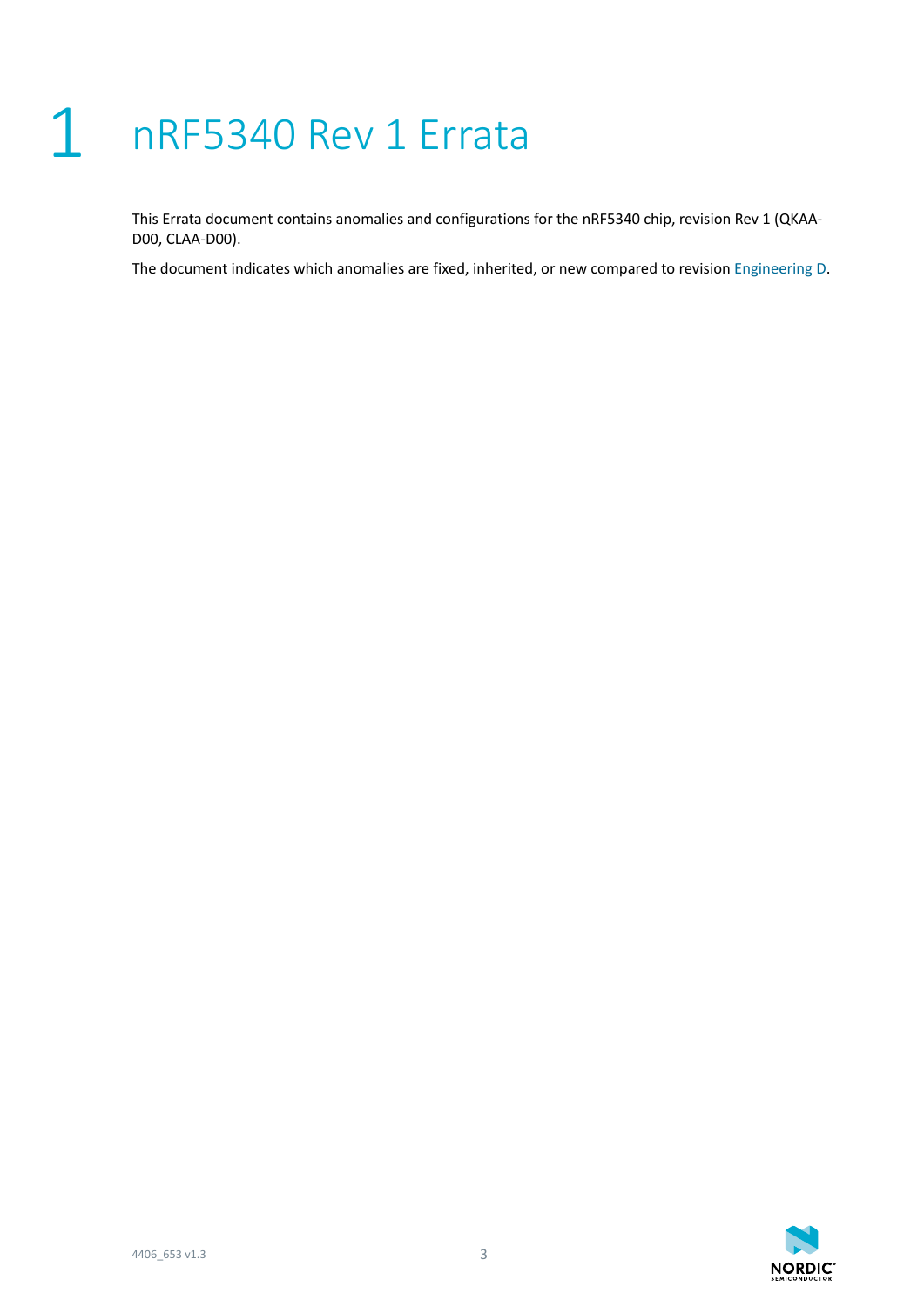# 1 nRF5340 Rev 1 Errata

This Errata document contains anomalies and configurations for the nRF5340 chip, revision Rev 1 (QKAA-D00, CLAA-D00).

The document indicates which anomalies are fixed, inherited, or new compared to revision Engineering D.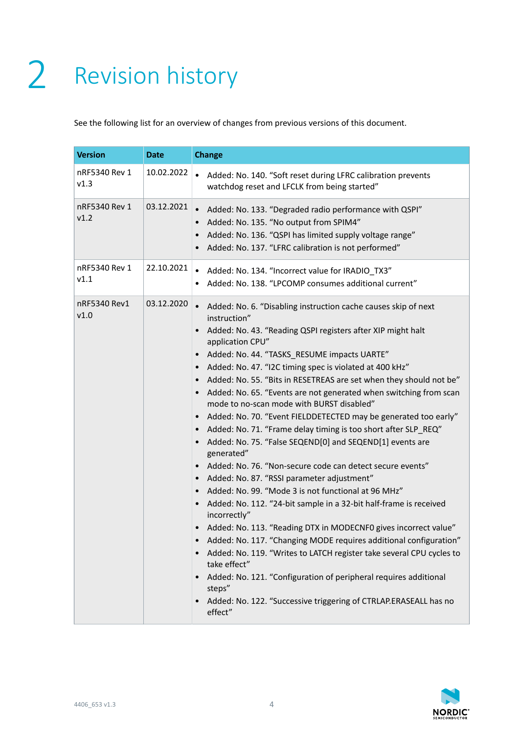# 2 Revision history

See the following list for an overview of changes from previous versions of this document.

| Version | Date | Change |
|---|---|---|
| nRF5340 Rev 1 v1.3 | 10.02.2022 | • Added: No. 140. “Soft reset during LFRC calibration prevents watchdog reset and LFCLK from being started” |
| nRF5340 Rev 1 v1.2 | 03.12.2021 | • Added: No. 133. “Degraded radio performance with QSPI”<br>• Added: No. 135. “No output from SPIM4”<br>• Added: No. 136. “QSPI has limited supply voltage range”<br>• Added: No. 137. “LFRC calibration is not performed” |
| nRF5340 Rev 1 v1.1 | 22.10.2021 | • Added: No. 134. “Incorrect value for IRADIO_TX3”<br>• Added: No. 138. “LPCOMP consumes additional current” |
| nRF5340 Rev1 v1.0 | 03.12.2020 | • Added: No. 6. “Disabling instruction cache causes skip of next instruction”<br>• Added: No. 43. “Reading QSPI registers after XIP might halt application CPU”<br>• Added: No. 44. “TASKS_RESUME impacts UARTE”<br>• Added: No. 47. “I2C timing spec is violated at 400 kHz”<br>• Added: No. 55. “Bits in RESETREAS are set when they should not be”<br>• Added: No. 65. “Events are not generated when switching from scan mode to no-scan mode with BURST disabled”<br>• Added: No. 70. “Event FIELDDETECTED may be generated too early”<br>• Added: No. 71. “Frame delay timing is too short after SLP_REQ”<br>• Added: No. 75. “False SEQEND[0] and SEQEND[1] events are generated”<br>• Added: No. 76. “Non-secure code can detect secure events”<br>• Added: No. 87. “RSSI parameter adjustment”<br>• Added: No. 99. “Mode 3 is not functional at 96 MHz”<br>• Added: No. 112. “24-bit sample in a 32-bit half-frame is received incorrectly”<br>• Added: No. 113. “Reading DTX in MODECNF0 gives incorrect value”<br>• Added: No. 117. “Changing MODE requires additional configuration”<br>• Added: No. 119. “Writes to LATCH register take several CPU cycles to take effect”<br>• Added: No. 121. “Configuration of peripheral requires additional steps”<br>• Added: No. 122. “Successive triggering of CTRLAP.ERASEALL has no effect” |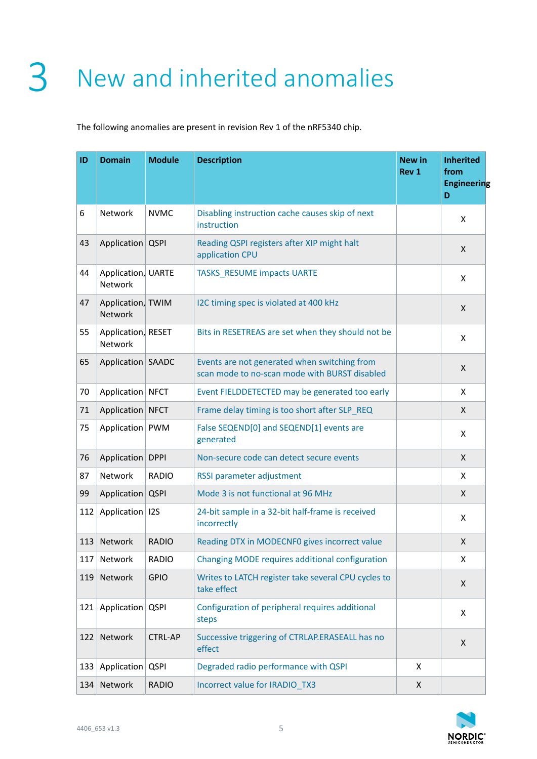# 3 New and inherited anomalies

The following anomalies are present in revision Rev 1 of the nRF5340 chip.

| ID | Domain | Module | Description | New in Rev 1 | Inherited from Engineering D |
|---|---|---|---|---|---|
| 6 | Network | NVMC | Disabling instruction cache causes skip of next instruction | | X |
| 43 | Application | QSPI | Reading QSPI registers after XIP might halt application CPU | | X |
| 44 | Application, Network | UARTE | TASKS_RESUME impacts UARTE | | X |
| 47 | Application, Network | TWIM | I2C timing spec is violated at 400 kHz | | X |
| 55 | Application, Network | RESET | Bits in RESETREAS are set when they should not be | | X |
| 65 | Application | SAADC | Events are not generated when switching from scan mode to no-scan mode with BURST disabled | | X |
| 70 | Application | NFCT | Event FIELDDETECTED may be generated too early | | X |
| 71 | Application | NFCT | Frame delay timing is too short after SLP_REQ | | X |
| 75 | Application | PWM | False SEQEND[0] and SEQEND[1] events are generated | | X |
| 76 | Application | DPPI | Non-secure code can detect secure events | | X |
| 87 | Network | RADIO | RSSI parameter adjustment | | X |
| 99 | Application | QSPI | Mode 3 is not functional at 96 MHz | | X |
| 112 | Application | I2S | 24-bit sample in a 32-bit half-frame is received incorrectly | | X |
| 113 | Network | RADIO | Reading DTX in MODECNF0 gives incorrect value | | X |
| 117 | Network | RADIO | Changing MODE requires additional configuration | | X |
| 119 | Network | GPIO | Writes to LATCH register take several CPU cycles to take effect | | X |
| 121 | Application | QSPI | Configuration of peripheral requires additional steps | | X |
| 122 | Network | CTRL-AP | Successive triggering of CTRLAP.ERASEALL has no effect | | X |
| 133 | Application | QSPI | Degraded radio performance with QSPI | X | |
| 134 | Network | RADIO | Incorrect value for IRADIO_TX3 | X | |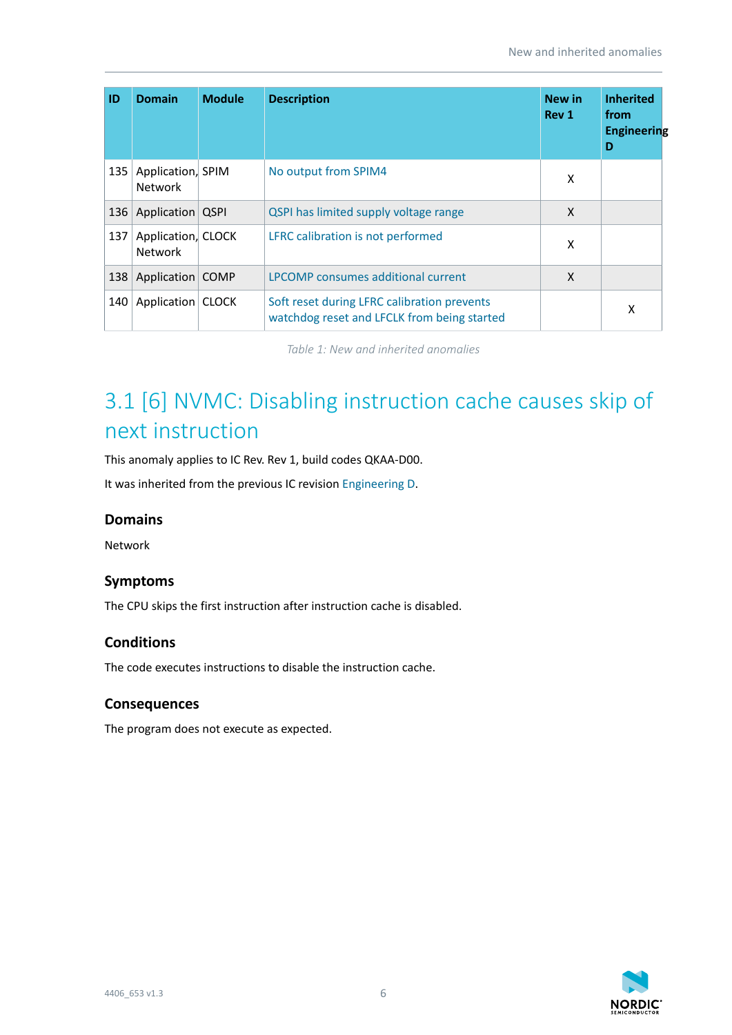| ID | Domain | Module | Description | New in Rev 1 | Inherited from Engineering D |
|---|---|---|---|---|---|
| 135 | Application, Network | SPIM | No output from SPIM4 | X | |
| 136 | Application | QSPI | QSPI has limited supply voltage range | X | |
| 137 | Application, Network | CLOCK | LFRC calibration is not performed | X | |
| 138 | Application | COMP | LPCOMP consumes additional current | X | |
| 140 | Application | CLOCK | Soft reset during LFRC calibration prevents watchdog reset and LFCLK from being started | | X |

*Table 1: New and inherited anomalies*

## 3.1 [6] NVMC: Disabling instruction cache causes skip of next instruction

This anomaly applies to IC Rev. Rev 1, build codes QKAA-D00.

It was inherited from the previous IC revision Engineering D.

### Domains

Network

### Symptoms

The CPU skips the first instruction after instruction cache is disabled.

### Conditions

The code executes instructions to disable the instruction cache.

### Consequences

The program does not execute as expected.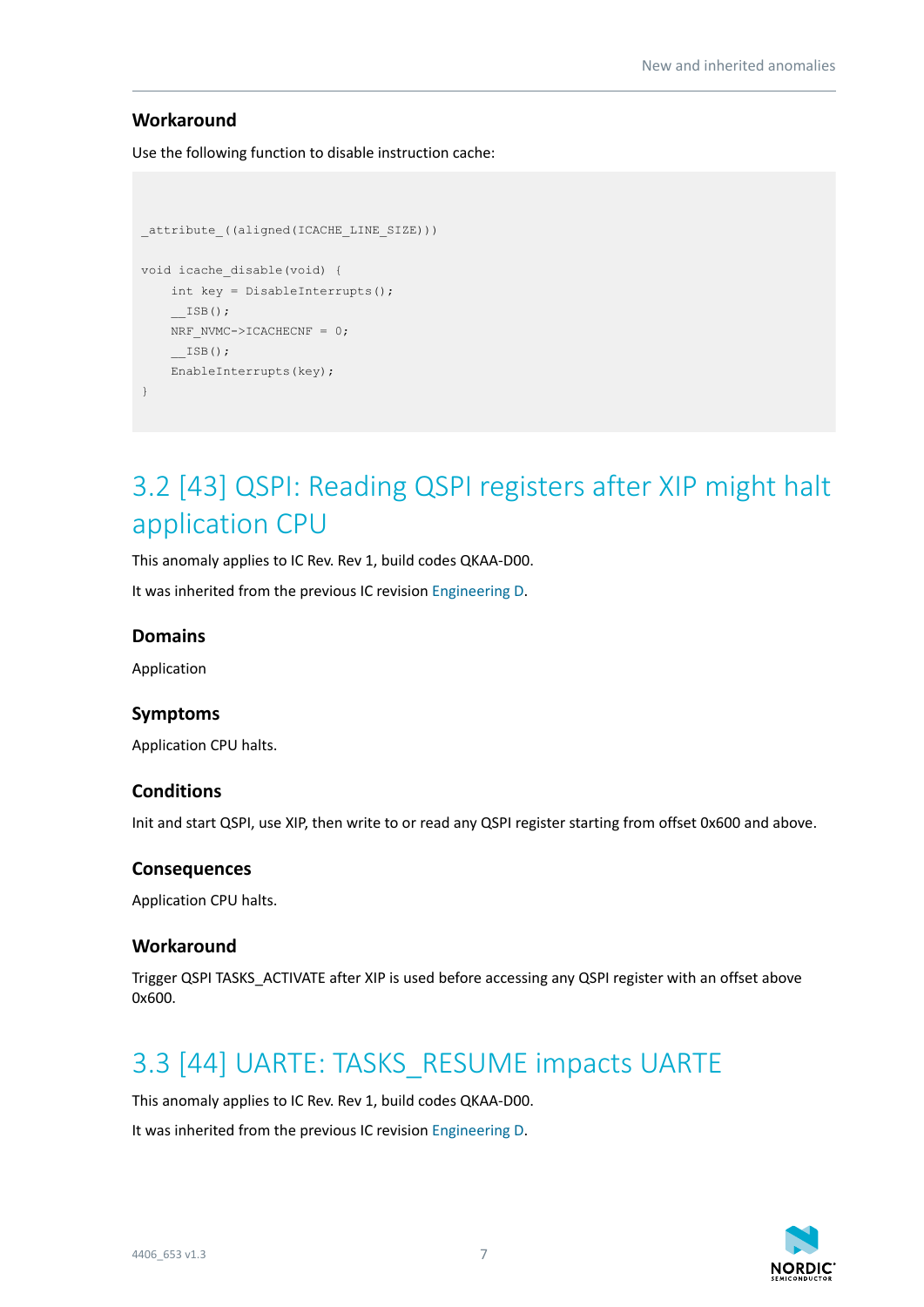### Workaround

Use the following function to disable instruction cache:

```
_attribute_((aligned(ICACHE_LINE_SIZE)))

void icache_disable(void) {
    int key = DisableInterrupts();
    __ISB();
    NRF_NVMC->ICACHECNF = 0;
    __ISB();
    EnableInterrupts(key);
}
```

## 3.2 [43] QSPI: Reading QSPI registers after XIP might halt application CPU

This anomaly applies to IC Rev. Rev 1, build codes QKAA-D00.

It was inherited from the previous IC revision Engineering D.

### Domains

Application

### Symptoms

Application CPU halts.

### Conditions

Init and start QSPI, use XIP, then write to or read any QSPI register starting from offset 0x600 and above.

### Consequences

Application CPU halts.

### Workaround

Trigger QSPI TASKS_ACTIVATE after XIP is used before accessing any QSPI register with an offset above 0x600.

## 3.3 [44] UARTE: TASKS_RESUME impacts UARTE

This anomaly applies to IC Rev. Rev 1, build codes QKAA-D00.

It was inherited from the previous IC revision Engineering D.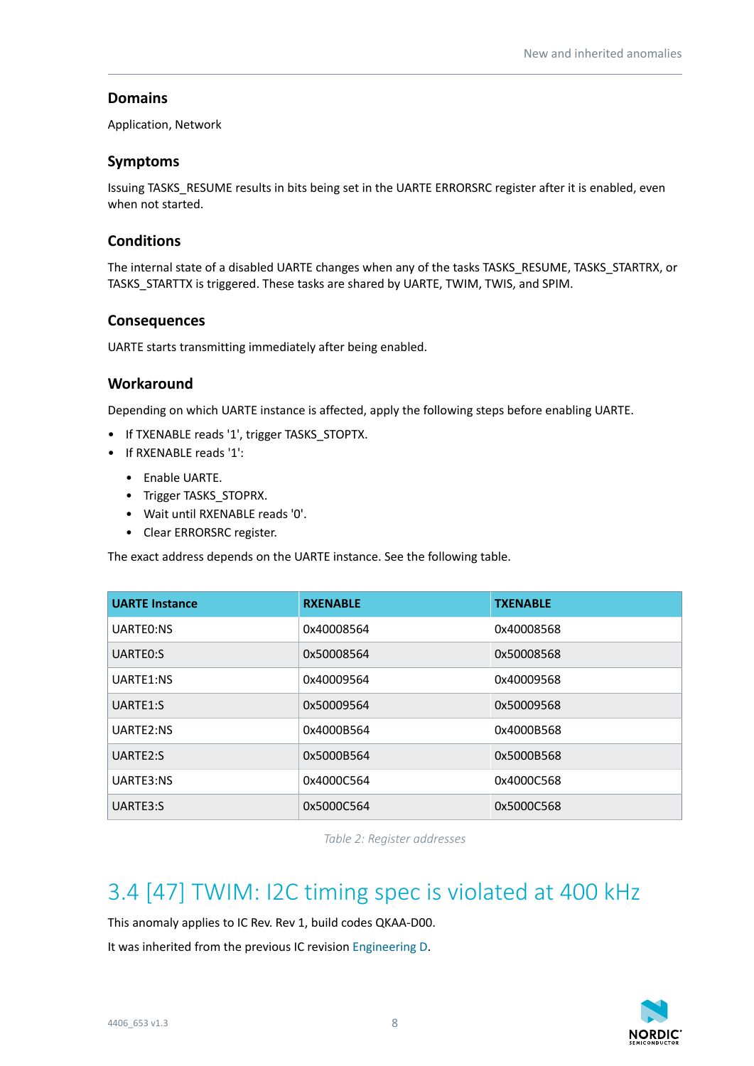### Domains

Application, Network

### Symptoms

Issuing TASKS_RESUME results in bits being set in the UARTE ERRORSRC register after it is enabled, even when not started.

### Conditions

The internal state of a disabled UARTE changes when any of the tasks TASKS_RESUME, TASKS_STARTRX, or TASKS_STARTTX is triggered. These tasks are shared by UARTE, TWIM, TWIS, and SPIM.

### Consequences

UARTE starts transmitting immediately after being enabled.

### Workaround

Depending on which UARTE instance is affected, apply the following steps before enabling UARTE.

- If TXENABLE reads '1', trigger TASKS_STOPTX.
- If RXENABLE reads '1':
  - Enable UARTE.
  - Trigger TASKS_STOPRX.
  - Wait until RXENABLE reads '0'.
  - Clear ERRORSRC register.

The exact address depends on the UARTE instance. See the following table.

| UARTE Instance | RXENABLE | TXENABLE |
|---|---|---|
| UARTE0:NS | 0x40008564 | 0x40008568 |
| UARTE0:S | 0x50008564 | 0x50008568 |
| UARTE1:NS | 0x40009564 | 0x40009568 |
| UARTE1:S | 0x50009564 | 0x50009568 |
| UARTE2:NS | 0x4000B564 | 0x4000B568 |
| UARTE2:S | 0x5000B564 | 0x5000B568 |
| UARTE3:NS | 0x4000C564 | 0x4000C568 |
| UARTE3:S | 0x5000C564 | 0x5000C568 |

*Table 2: Register addresses*

## 3.4 [47] TWIM: I2C timing spec is violated at 400 kHz

This anomaly applies to IC Rev. Rev 1, build codes QKAA-D00.

It was inherited from the previous IC revision Engineering D.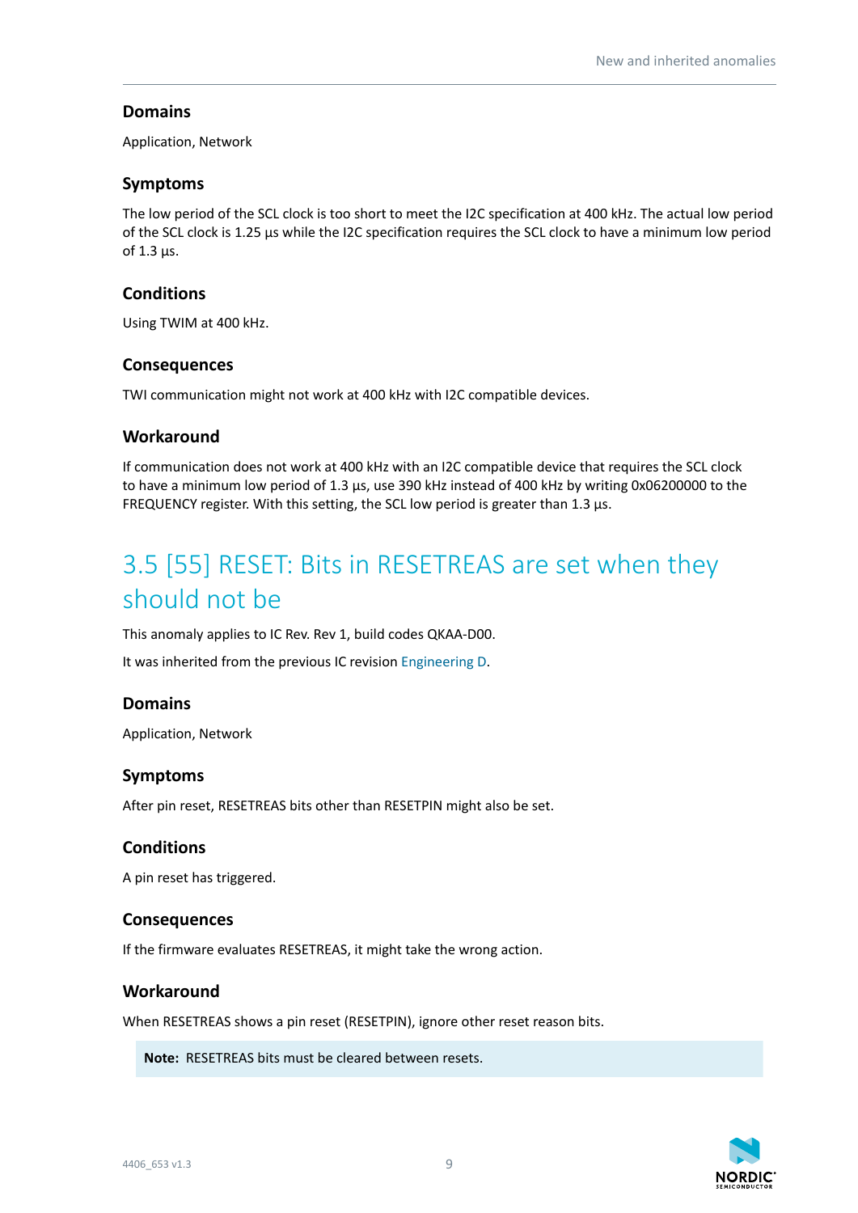### Domains

Application, Network

### Symptoms

The low period of the SCL clock is too short to meet the I2C specification at 400 kHz. The actual low period of the SCL clock is 1.25 µs while the I2C specification requires the SCL clock to have a minimum low period of 1.3 µs.

### Conditions

Using TWIM at 400 kHz.

### Consequences

TWI communication might not work at 400 kHz with I2C compatible devices.

### Workaround

If communication does not work at 400 kHz with an I2C compatible device that requires the SCL clock to have a minimum low period of 1.3 µs, use 390 kHz instead of 400 kHz by writing 0x06200000 to the FREQUENCY register. With this setting, the SCL low period is greater than 1.3 µs.

## 3.5 [55] RESET: Bits in RESETREAS are set when they should not be

This anomaly applies to IC Rev. Rev 1, build codes QKAA-D00.

It was inherited from the previous IC revision Engineering D.

### Domains

Application, Network

### Symptoms

After pin reset, RESETREAS bits other than RESETPIN might also be set.

### Conditions

A pin reset has triggered.

### Consequences

If the firmware evaluates RESETREAS, it might take the wrong action.

### Workaround

When RESETREAS shows a pin reset (RESETPIN), ignore other reset reason bits.

**Note:** RESETREAS bits must be cleared between resets.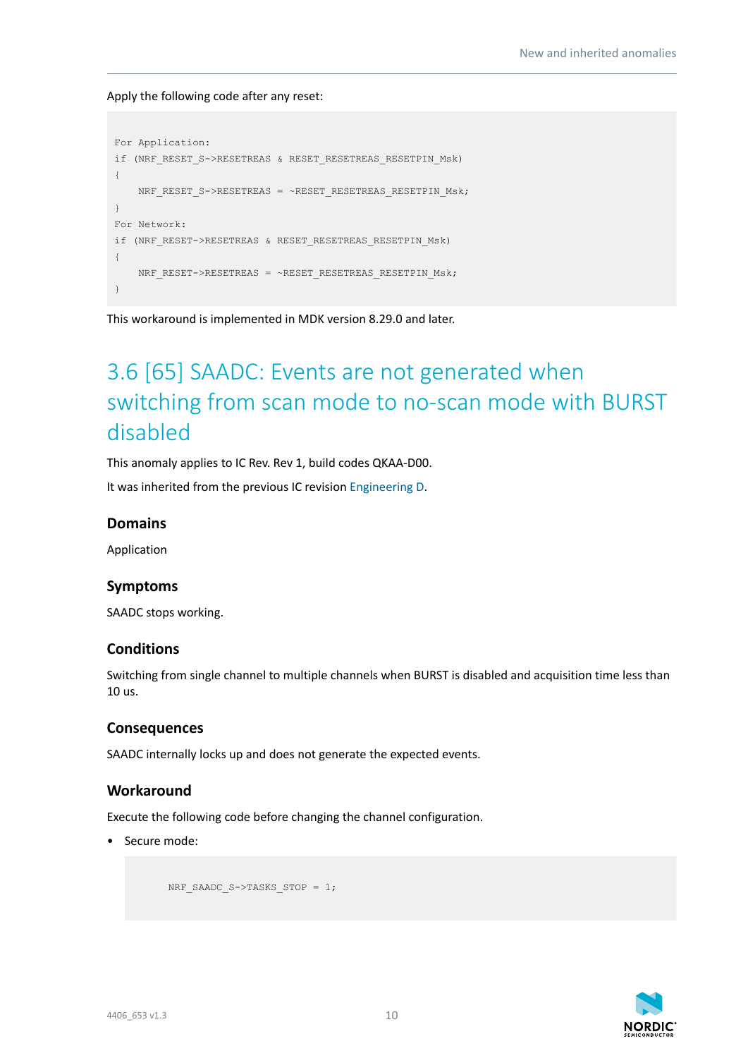Apply the following code after any reset:

```
For Application:
if (NRF_RESET_S->RESETREAS & RESET_RESETREAS_RESETPIN_Msk)
{
    NRF_RESET_S->RESETREAS = ~RESET_RESETREAS_RESETPIN_Msk;
}
For Network:
if (NRF_RESET->RESETREAS & RESET_RESETREAS_RESETPIN_Msk)
{
    NRF_RESET->RESETREAS = ~RESET_RESETREAS_RESETPIN_Msk;
}
```

This workaround is implemented in MDK version 8.29.0 and later.

## 3.6 [65] SAADC: Events are not generated when switching from scan mode to no-scan mode with BURST disabled

This anomaly applies to IC Rev. Rev 1, build codes QKAA-D00.

It was inherited from the previous IC revision Engineering D.

### Domains

Application

### Symptoms

SAADC stops working.

### Conditions

Switching from single channel to multiple channels when BURST is disabled and acquisition time less than 10 us.

### Consequences

SAADC internally locks up and does not generate the expected events.

### Workaround

Execute the following code before changing the channel configuration.

- Secure mode:

```
NRF_SAADC_S->TASKS_STOP = 1;
```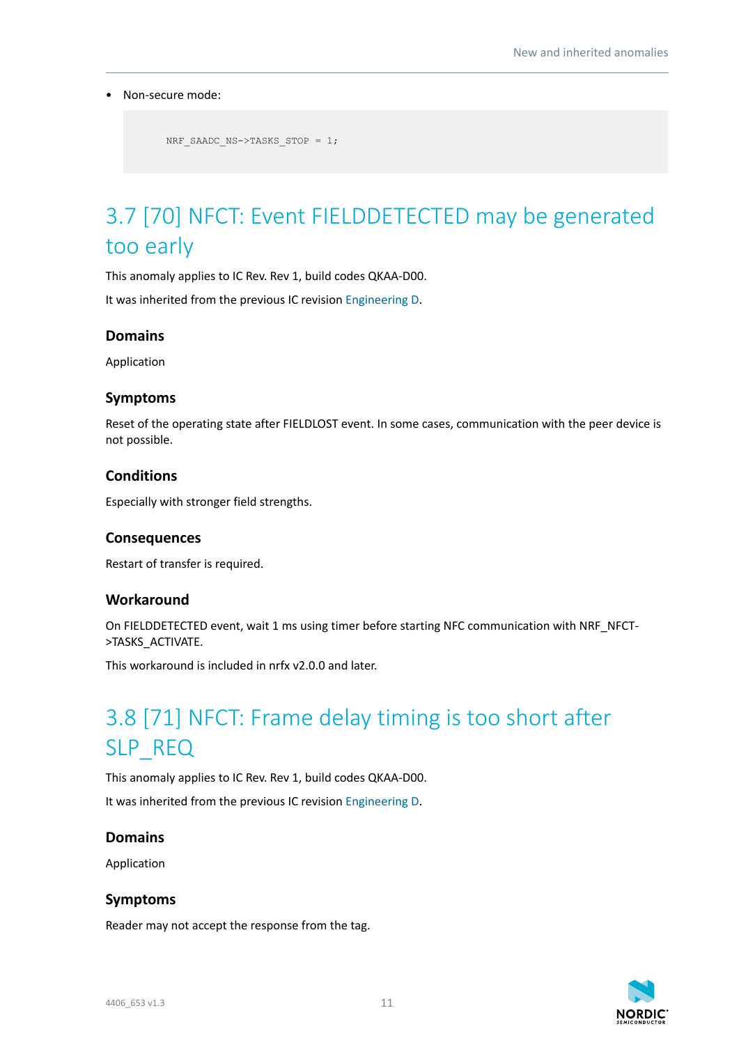- Non-secure mode:

```
NRF_SAADC_NS->TASKS_STOP = 1;
```

## 3.7 [70] NFCT: Event FIELDDETECTED may be generated too early

This anomaly applies to IC Rev. Rev 1, build codes QKAA-D00.

It was inherited from the previous IC revision Engineering D.

### Domains

Application

### Symptoms

Reset of the operating state after FIELDLOST event. In some cases, communication with the peer device is not possible.

### Conditions

Especially with stronger field strengths.

### Consequences

Restart of transfer is required.

### Workaround

On FIELDDETECTED event, wait 1 ms using timer before starting NFC communication with NRF_NFCT->TASKS_ACTIVATE.

This workaround is included in nrfx v2.0.0 and later.

## 3.8 [71] NFCT: Frame delay timing is too short after SLP_REQ

This anomaly applies to IC Rev. Rev 1, build codes QKAA-D00.

It was inherited from the previous IC revision Engineering D.

### Domains

Application

### Symptoms

Reader may not accept the response from the tag.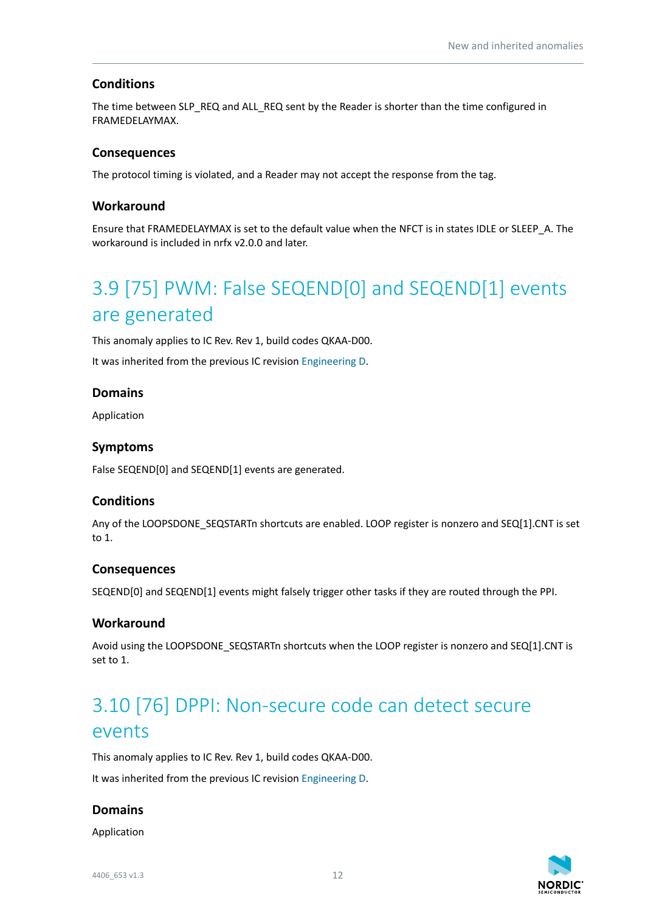### Conditions

The time between SLP_REQ and ALL_REQ sent by the Reader is shorter than the time configured in FRAMEDELAYMAX.

### Consequences

The protocol timing is violated, and a Reader may not accept the response from the tag.

### Workaround

Ensure that FRAMEDELAYMAX is set to the default value when the NFCT is in states IDLE or SLEEP_A. The workaround is included in nrfx v2.0.0 and later.

## 3.9 [75] PWM: False SEQEND[0] and SEQEND[1] events are generated

This anomaly applies to IC Rev. Rev 1, build codes QKAA-D00.

It was inherited from the previous IC revision Engineering D.

### Domains

Application

### Symptoms

False SEQEND[0] and SEQEND[1] events are generated.

### Conditions

Any of the LOOPSDONE_SEQSTARTn shortcuts are enabled. LOOP register is nonzero and SEQ[1].CNT is set to 1.

### Consequences

SEQEND[0] and SEQEND[1] events might falsely trigger other tasks if they are routed through the PPI.

### Workaround

Avoid using the LOOPSDONE_SEQSTARTn shortcuts when the LOOP register is nonzero and SEQ[1].CNT is set to 1.

## 3.10 [76] DPPI: Non-secure code can detect secure events

This anomaly applies to IC Rev. Rev 1, build codes QKAA-D00.

It was inherited from the previous IC revision Engineering D.

### Domains

Application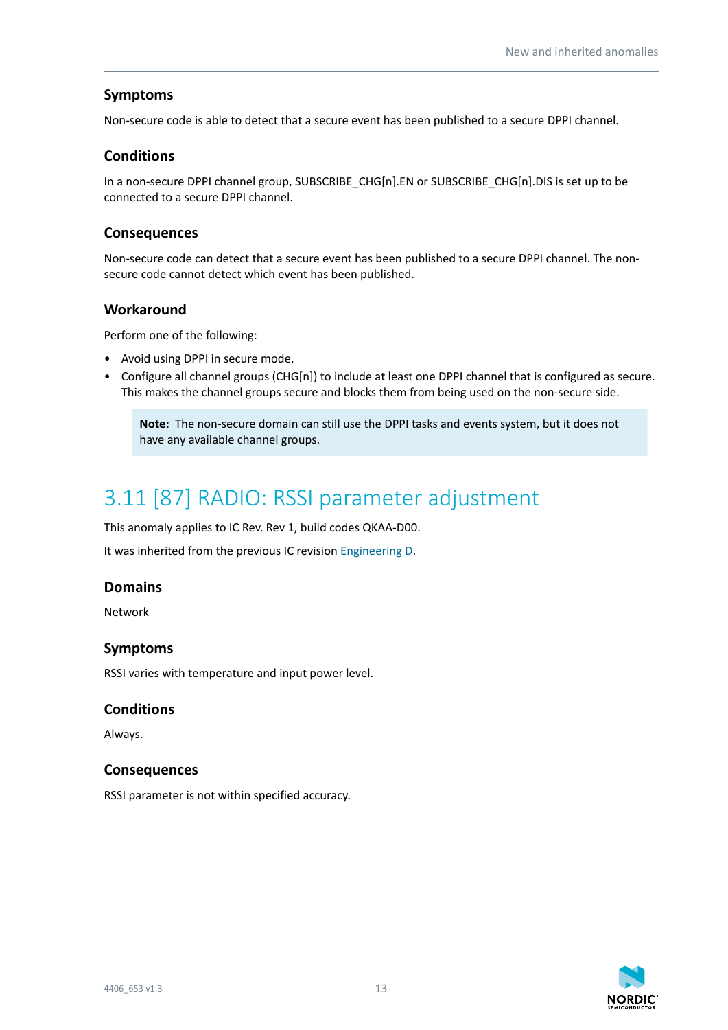### Symptoms

Non-secure code is able to detect that a secure event has been published to a secure DPPI channel.

### Conditions

In a non-secure DPPI channel group, SUBSCRIBE_CHG[n].EN or SUBSCRIBE_CHG[n].DIS is set up to be connected to a secure DPPI channel.

### Consequences

Non-secure code can detect that a secure event has been published to a secure DPPI channel. The non-secure code cannot detect which event has been published.

### Workaround

Perform one of the following:

- Avoid using DPPI in secure mode.
- Configure all channel groups (CHG[n]) to include at least one DPPI channel that is configured as secure. This makes the channel groups secure and blocks them from being used on the non-secure side.

> **Note:** The non-secure domain can still use the DPPI tasks and events system, but it does not have any available channel groups.

## 3.11 [87] RADIO: RSSI parameter adjustment

This anomaly applies to IC Rev. Rev 1, build codes QKAA-D00.

It was inherited from the previous IC revision Engineering D.

### Domains

Network

### Symptoms

RSSI varies with temperature and input power level.

### Conditions

Always.

### Consequences

RSSI parameter is not within specified accuracy.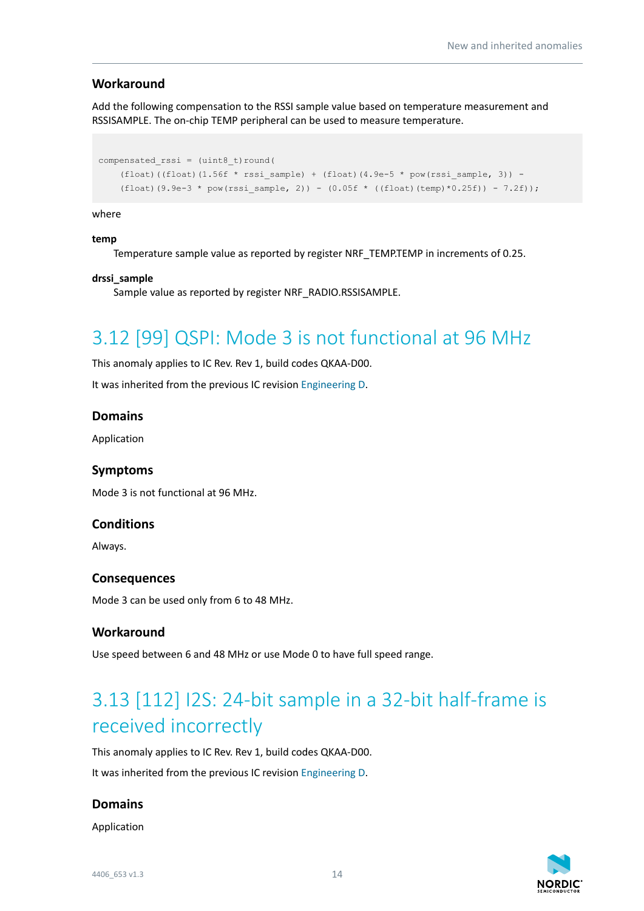### Workaround

Add the following compensation to the RSSI sample value based on temperature measurement and RSSISAMPLE. The on-chip TEMP peripheral can be used to measure temperature.

```
compensated_rssi = (uint8_t)round(
    (float)((float)(1.56f * rssi_sample) + (float)(4.9e-5 * pow(rssi_sample, 3)) -
    (float)(9.9e-3 * pow(rssi_sample, 2)) - (0.05f * ((float)(temp)*0.25f)) - 7.2f));
```

where

**temp**
: Temperature sample value as reported by register NRF_TEMP.TEMP in increments of 0.25.

**drssi_sample**
: Sample value as reported by register NRF_RADIO.RSSISAMPLE.

## 3.12 [99] QSPI: Mode 3 is not functional at 96 MHz

This anomaly applies to IC Rev. Rev 1, build codes QKAA-D00.

It was inherited from the previous IC revision Engineering D.

### Domains

Application

### Symptoms

Mode 3 is not functional at 96 MHz.

### Conditions

Always.

### Consequences

Mode 3 can be used only from 6 to 48 MHz.

### Workaround

Use speed between 6 and 48 MHz or use Mode 0 to have full speed range.

## 3.13 [112] I2S: 24-bit sample in a 32-bit half-frame is received incorrectly

This anomaly applies to IC Rev. Rev 1, build codes QKAA-D00.

It was inherited from the previous IC revision Engineering D.

### Domains

Application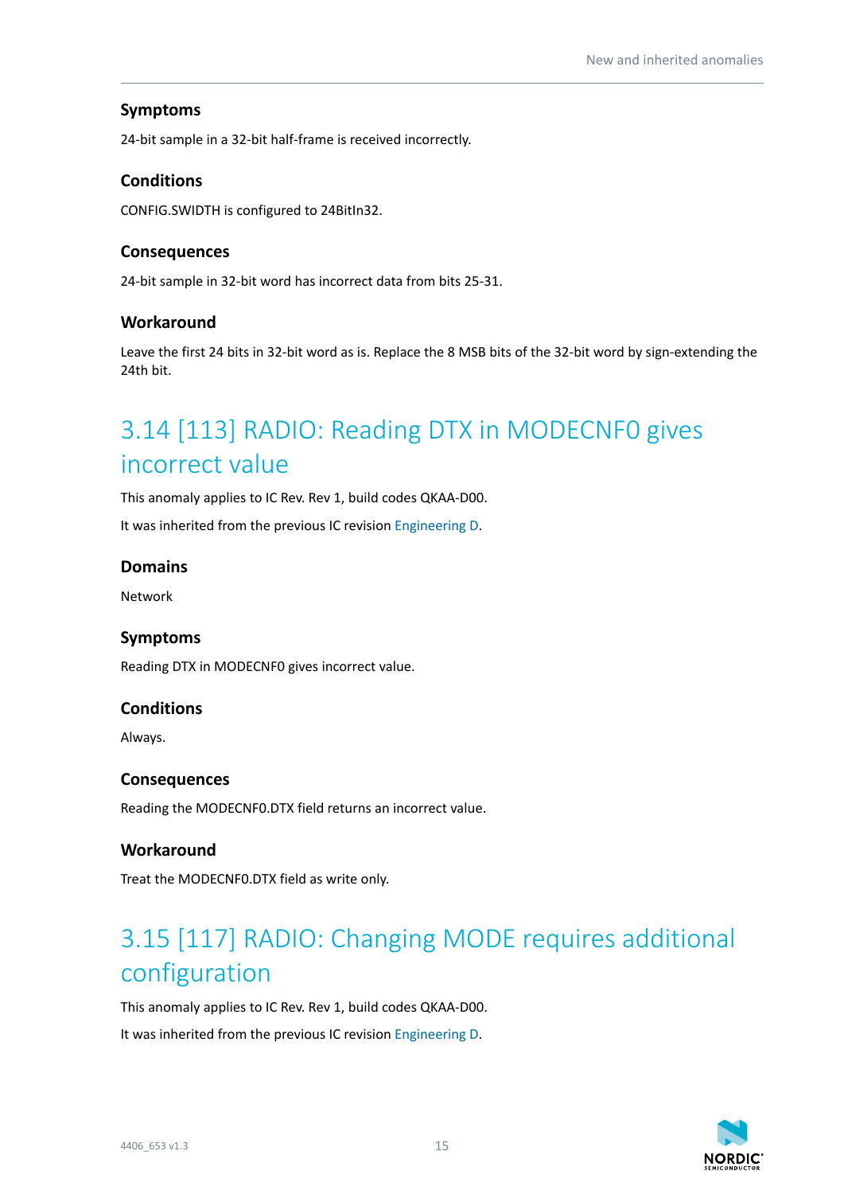### Symptoms

24-bit sample in a 32-bit half-frame is received incorrectly.

### Conditions

CONFIG.SWIDTH is configured to 24BitIn32.

### Consequences

24-bit sample in 32-bit word has incorrect data from bits 25-31.

### Workaround

Leave the first 24 bits in 32-bit word as is. Replace the 8 MSB bits of the 32-bit word by sign-extending the 24th bit.

## 3.14 [113] RADIO: Reading DTX in MODECNF0 gives incorrect value

This anomaly applies to IC Rev. Rev 1, build codes QKAA-D00.

It was inherited from the previous IC revision Engineering D.

### Domains

Network

### Symptoms

Reading DTX in MODECNF0 gives incorrect value.

### Conditions

Always.

### Consequences

Reading the MODECNF0.DTX field returns an incorrect value.

### Workaround

Treat the MODECNF0.DTX field as write only.

## 3.15 [117] RADIO: Changing MODE requires additional configuration

This anomaly applies to IC Rev. Rev 1, build codes QKAA-D00.

It was inherited from the previous IC revision Engineering D.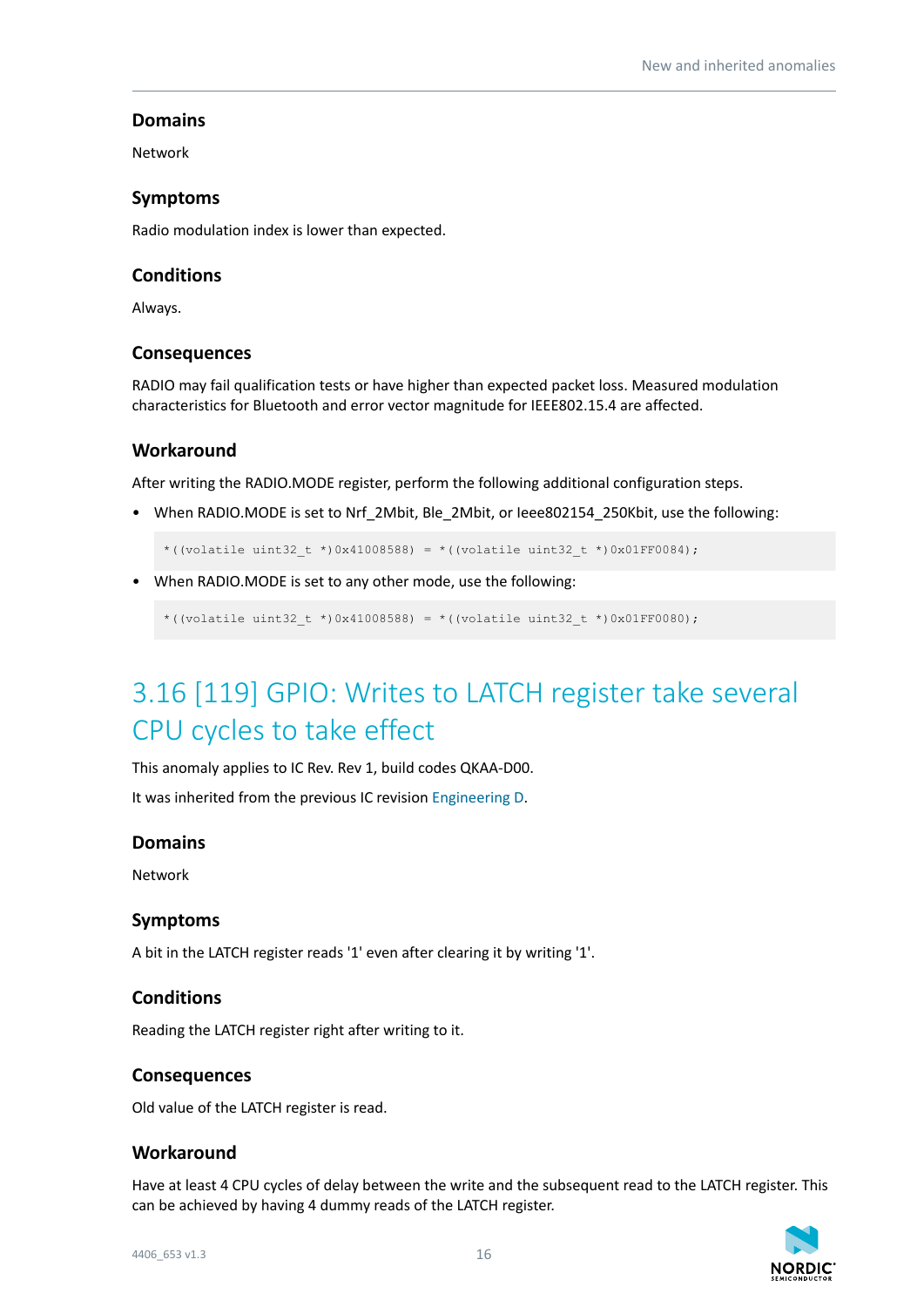### Domains

Network

### Symptoms

Radio modulation index is lower than expected.

### Conditions

Always.

### Consequences

RADIO may fail qualification tests or have higher than expected packet loss. Measured modulation characteristics for Bluetooth and error vector magnitude for IEEE802.15.4 are affected.

### Workaround

After writing the RADIO.MODE register, perform the following additional configuration steps.

- When RADIO.MODE is set to Nrf_2Mbit, Ble_2Mbit, or Ieee802154_250Kbit, use the following:

```
*((volatile uint32_t *)0x41008588) = *((volatile uint32_t *)0x01FF0084);
```

- When RADIO.MODE is set to any other mode, use the following:

```
*((volatile uint32_t *)0x41008588) = *((volatile uint32_t *)0x01FF0080);
```

## 3.16 [119] GPIO: Writes to LATCH register take several CPU cycles to take effect

This anomaly applies to IC Rev. Rev 1, build codes QKAA-D00.

It was inherited from the previous IC revision Engineering D.

### Domains

Network

### Symptoms

A bit in the LATCH register reads '1' even after clearing it by writing '1'.

### Conditions

Reading the LATCH register right after writing to it.

### Consequences

Old value of the LATCH register is read.

### Workaround

Have at least 4 CPU cycles of delay between the write and the subsequent read to the LATCH register. This can be achieved by having 4 dummy reads of the LATCH register.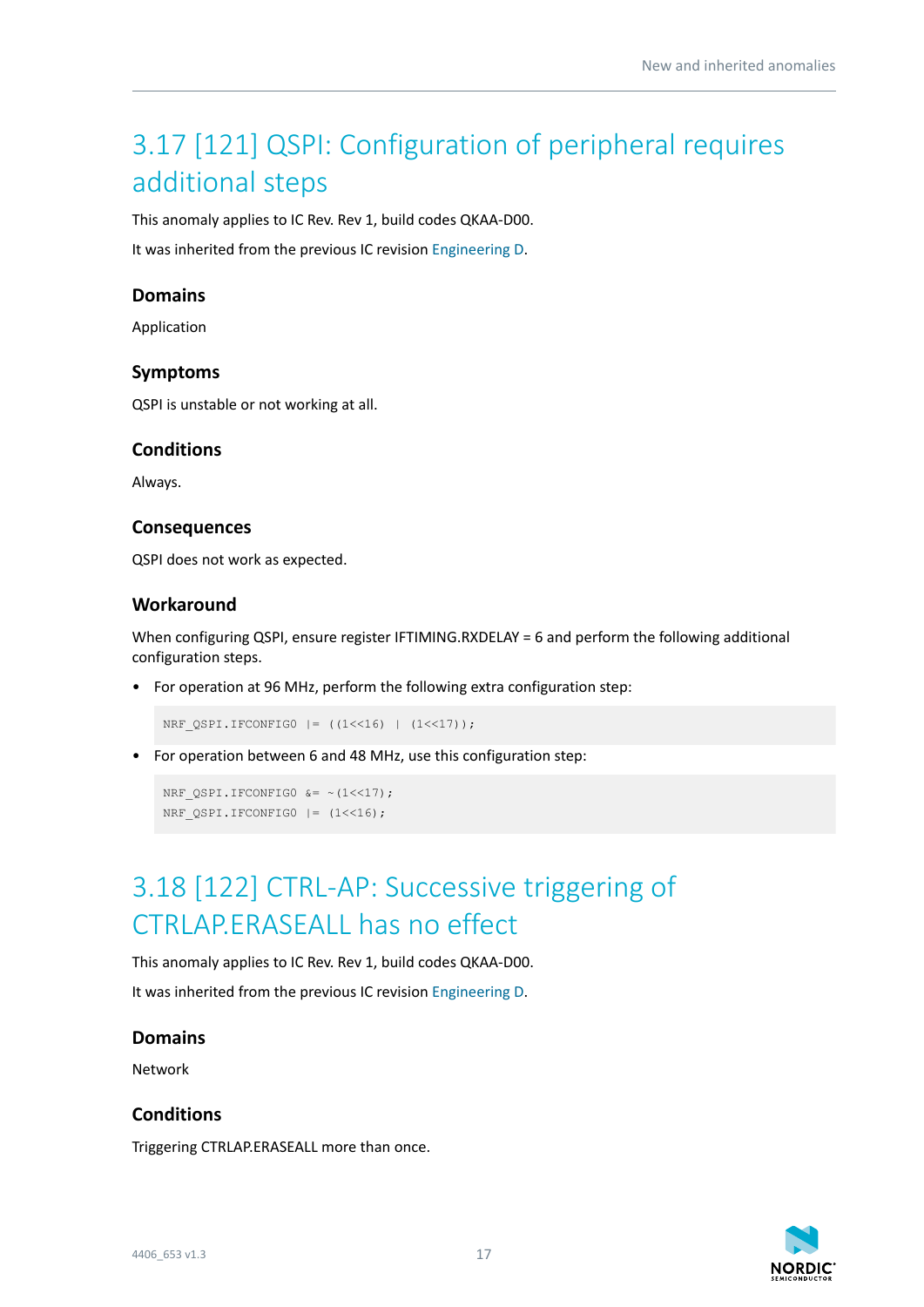## 3.17 [121] QSPI: Configuration of peripheral requires additional steps

This anomaly applies to IC Rev. Rev 1, build codes QKAA-D00.

It was inherited from the previous IC revision Engineering D.

### Domains

Application

### Symptoms

QSPI is unstable or not working at all.

### Conditions

Always.

### Consequences

QSPI does not work as expected.

### Workaround

When configuring QSPI, ensure register IFTIMING.RXDELAY = 6 and perform the following additional configuration steps.

- For operation at 96 MHz, perform the following extra configuration step:

```
NRF_QSPI.IFCONFIG0 |= ((1<<16) | (1<<17));
```

- For operation between 6 and 48 MHz, use this configuration step:

```
NRF_QSPI.IFCONFIG0 &= ~(1<<17);
NRF_QSPI.IFCONFIG0 |= (1<<16);
```

## 3.18 [122] CTRL-AP: Successive triggering of CTRLAP.ERASEALL has no effect

This anomaly applies to IC Rev. Rev 1, build codes QKAA-D00.

It was inherited from the previous IC revision Engineering D.

### Domains

Network

### Conditions

Triggering CTRLAP.ERASEALL more than once.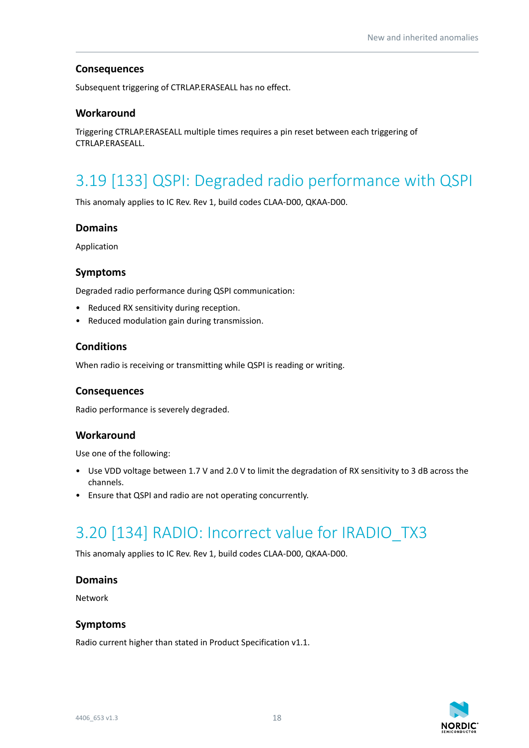#### Consequences

Subsequent triggering of CTRLAP.ERASEALL has no effect.

#### Workaround

Triggering CTRLAP.ERASEALL multiple times requires a pin reset between each triggering of CTRLAP.ERASEALL.

## 3.19 [133] QSPI: Degraded radio performance with QSPI

This anomaly applies to IC Rev. Rev 1, build codes CLAA-D00, QKAA-D00.

#### Domains

Application

#### Symptoms

Degraded radio performance during QSPI communication:

- Reduced RX sensitivity during reception.
- Reduced modulation gain during transmission.

#### Conditions

When radio is receiving or transmitting while QSPI is reading or writing.

#### Consequences

Radio performance is severely degraded.

#### Workaround

Use one of the following:

- Use VDD voltage between 1.7 V and 2.0 V to limit the degradation of RX sensitivity to 3 dB across the channels.
- Ensure that QSPI and radio are not operating concurrently.

## 3.20 [134] RADIO: Incorrect value for IRADIO_TX3

This anomaly applies to IC Rev. Rev 1, build codes CLAA-D00, QKAA-D00.

#### Domains

Network

#### Symptoms

Radio current higher than stated in Product Specification v1.1.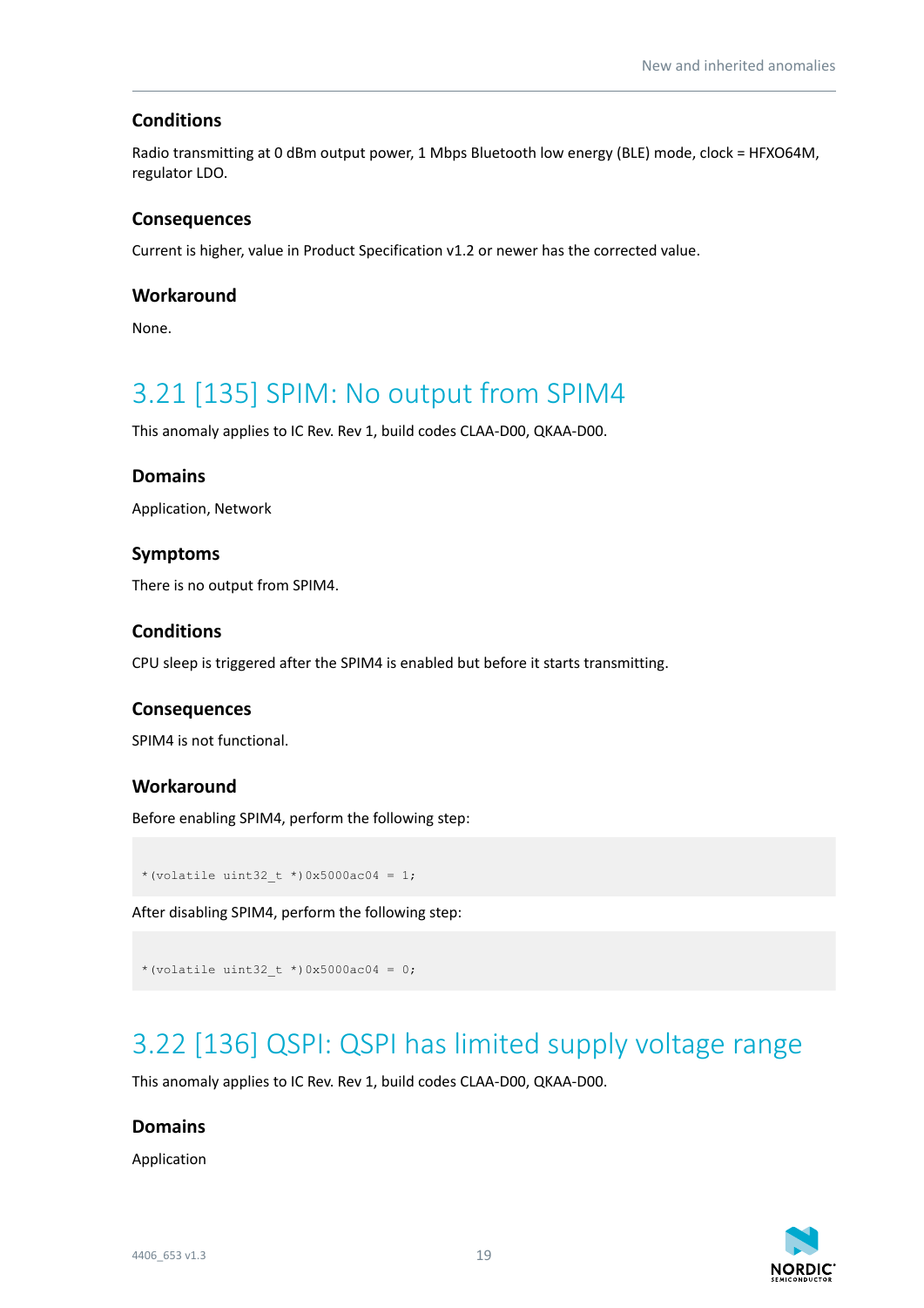### Conditions

Radio transmitting at 0 dBm output power, 1 Mbps Bluetooth low energy (BLE) mode, clock = HFXO64M, regulator LDO.

### Consequences

Current is higher, value in Product Specification v1.2 or newer has the corrected value.

### Workaround

None.

## 3.21 [135] SPIM: No output from SPIM4

This anomaly applies to IC Rev. Rev 1, build codes CLAA-D00, QKAA-D00.

### Domains

Application, Network

### Symptoms

There is no output from SPIM4.

### Conditions

CPU sleep is triggered after the SPIM4 is enabled but before it starts transmitting.

### Consequences

SPIM4 is not functional.

### Workaround

Before enabling SPIM4, perform the following step:

```
*(volatile uint32_t *)0x5000ac04 = 1;
```

After disabling SPIM4, perform the following step:

```
*(volatile uint32_t *)0x5000ac04 = 0;
```

## 3.22 [136] QSPI: QSPI has limited supply voltage range

This anomaly applies to IC Rev. Rev 1, build codes CLAA-D00, QKAA-D00.

### Domains

Application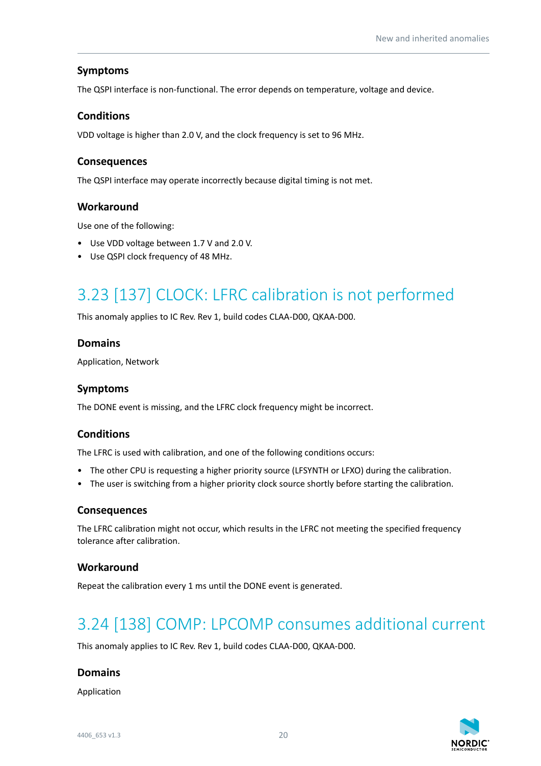### Symptoms

The QSPI interface is non-functional. The error depends on temperature, voltage and device.

### Conditions

VDD voltage is higher than 2.0 V, and the clock frequency is set to 96 MHz.

### Consequences

The QSPI interface may operate incorrectly because digital timing is not met.

### Workaround

Use one of the following:

- Use VDD voltage between 1.7 V and 2.0 V.
- Use QSPI clock frequency of 48 MHz.

## 3.23 [137] CLOCK: LFRC calibration is not performed

This anomaly applies to IC Rev. Rev 1, build codes CLAA-D00, QKAA-D00.

### Domains

Application, Network

### Symptoms

The DONE event is missing, and the LFRC clock frequency might be incorrect.

### Conditions

The LFRC is used with calibration, and one of the following conditions occurs:

- The other CPU is requesting a higher priority source (LFSYNTH or LFXO) during the calibration.
- The user is switching from a higher priority clock source shortly before starting the calibration.

### Consequences

The LFRC calibration might not occur, which results in the LFRC not meeting the specified frequency tolerance after calibration.

### Workaround

Repeat the calibration every 1 ms until the DONE event is generated.

## 3.24 [138] COMP: LPCOMP consumes additional current

This anomaly applies to IC Rev. Rev 1, build codes CLAA-D00, QKAA-D00.

### Domains

Application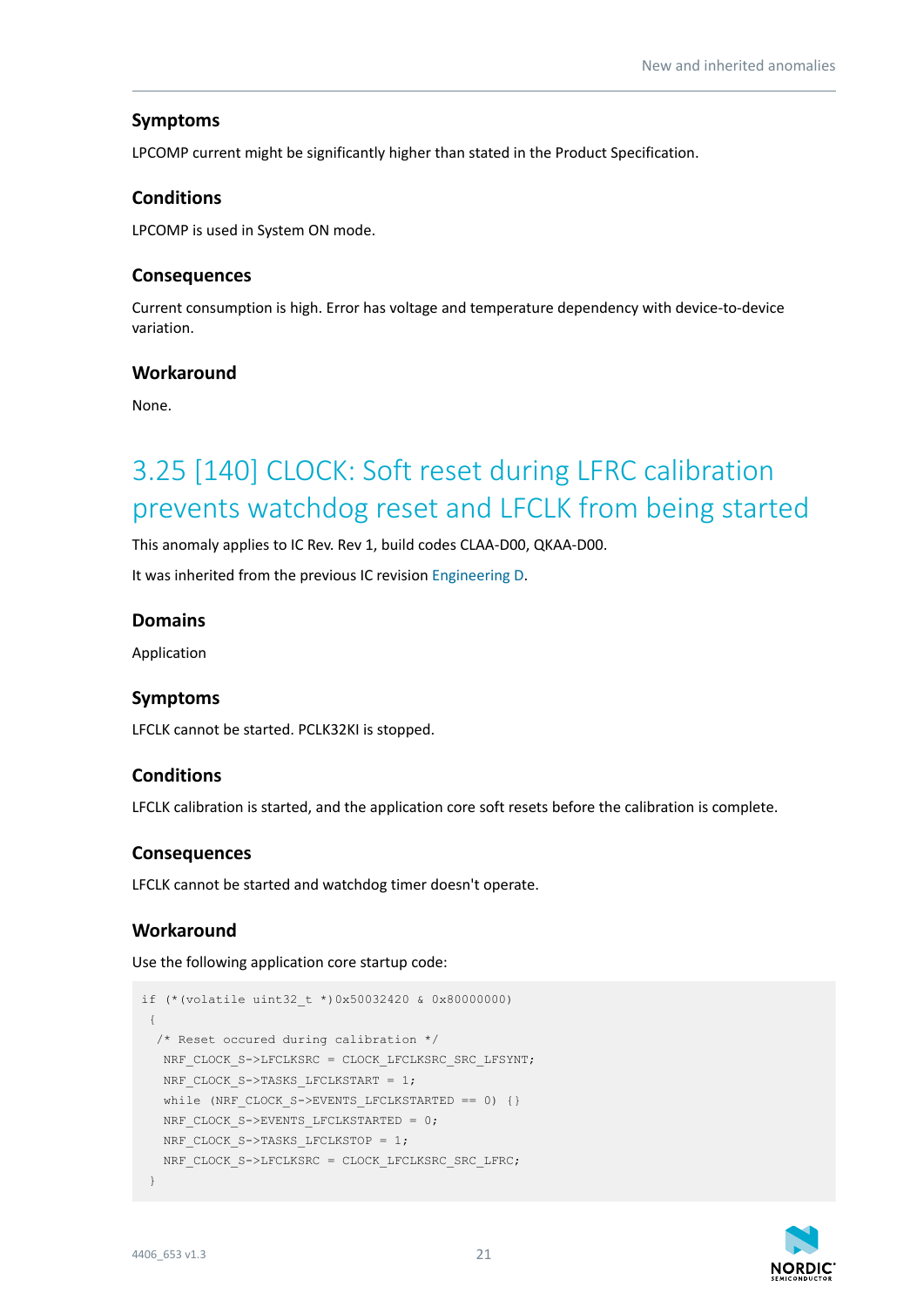### Symptoms

LPCOMP current might be significantly higher than stated in the Product Specification.

### Conditions

LPCOMP is used in System ON mode.

### Consequences

Current consumption is high. Error has voltage and temperature dependency with device-to-device variation.

### Workaround

None.

## 3.25 [140] CLOCK: Soft reset during LFRC calibration prevents watchdog reset and LFCLK from being started

This anomaly applies to IC Rev. Rev 1, build codes CLAA-D00, QKAA-D00.

It was inherited from the previous IC revision Engineering D.

### Domains

Application

### Symptoms

LFCLK cannot be started. PCLK32KI is stopped.

### Conditions

LFCLK calibration is started, and the application core soft resets before the calibration is complete.

### Consequences

LFCLK cannot be started and watchdog timer doesn't operate.

### Workaround

Use the following application core startup code:

```
if (*(volatile uint32_t *)0x50032420 & 0x80000000)
 {
  /* Reset occured during calibration */
   NRF_CLOCK_S->LFCLKSRC = CLOCK_LFCLKSRC_SRC_LFSYNT;
   NRF_CLOCK_S->TASKS_LFCLKSTART = 1;
   while (NRF_CLOCK_S->EVENTS_LFCLKSTARTED == 0) {}
   NRF_CLOCK_S->EVENTS_LFCLKSTARTED = 0;
   NRF_CLOCK_S->TASKS_LFCLKSTOP = 1;
   NRF_CLOCK_S->LFCLKSRC = CLOCK_LFCLKSRC_SRC_LFRC;
 }
```